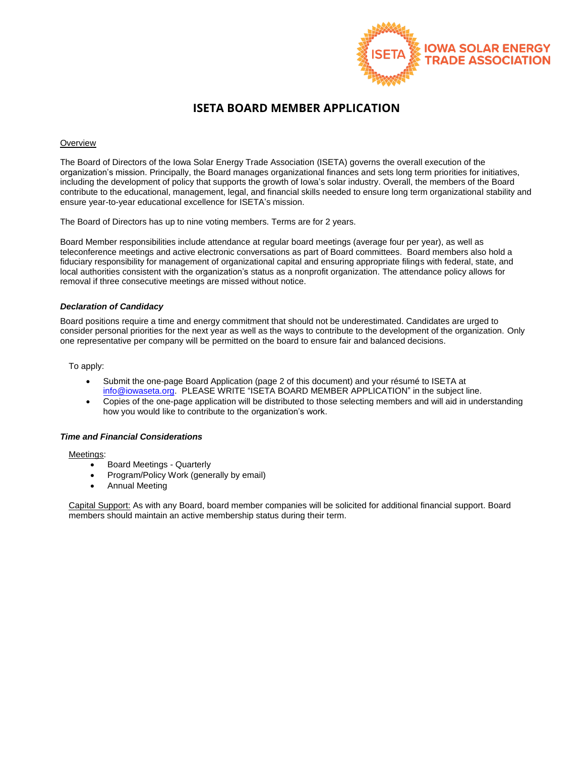# ISETA BOARD MEMBER APPLICATION

Overview

The Board of Directors of the Iowa Solar Energy Trade Association (ISETA) governs the overall execution of the organization's mission. Principally, the Board manages organizational finances and sets long term priorities for initiatives, including the development of policy that supports the growth of Iowa's solar industry. Overall, the members of the Board contribute to the educational, management, legal, and financial skills needed to ensure long term organizational stability and ensure year-to-year educational excellence for ISETA's mission.

The Board of Directors has up to nine voting members. Terms are for 2 years.

Board Member responsibilities include attendance at regular board meetings (average four per year), as well as teleconference meetings and active electronic conversations as part of Board committees. Board members also hold a fiduciary responsibility for management of organizational capital and ensuring appropriate filings with federal, state, and local authorities consistent with the organization's status as a nonprofit organization. The attendance policy allows for removal if three consecutive meetings are missed without notice.

***Declaration of Candidacy***

Board positions require a time and energy commitment that should not be underestimated. Candidates are urged to consider personal priorities for the next year as well as the ways to contribute to the development of the organization. Only one representative per company will be permitted on the board to ensure fair and balanced decisions.

To apply:

- Submit the one-page Board Application (page 2 of this document) and your résumé to ISETA at info@iowaseta.org. PLEASE WRITE "ISETA BOARD MEMBER APPLICATION" in the subject line.
- Copies of the one-page application will be distributed to those selecting members and will aid in understanding how you would like to contribute to the organization's work.

***Time and Financial Considerations***

Meetings:

- Board Meetings - Quarterly
- Program/Policy Work (generally by email)
- Annual Meeting

Capital Support: As with any Board, board member companies will be solicited for additional financial support. Board members should maintain an active membership status during their term.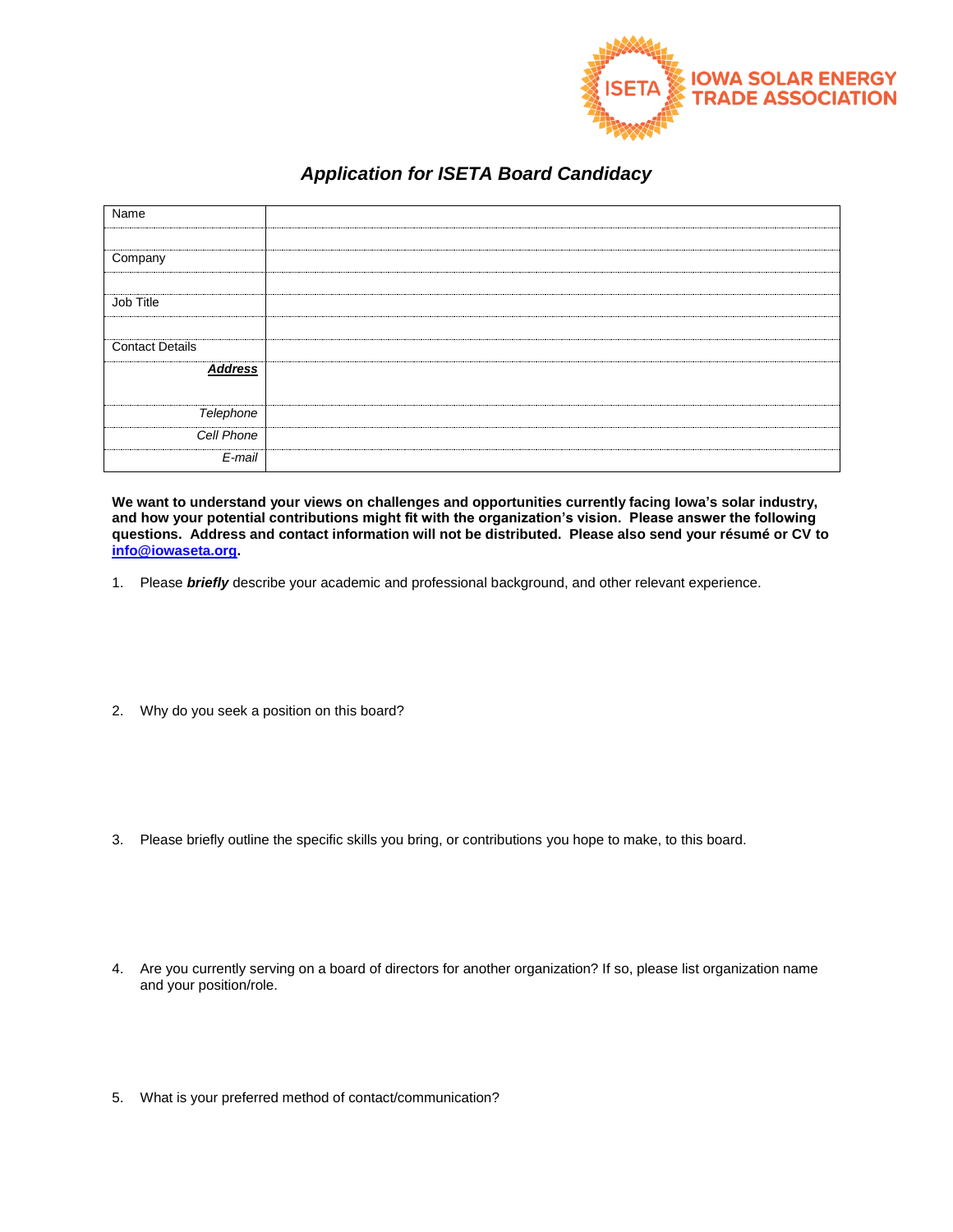IOWA SOLAR ENERGY TRADE ASSOCIATION

## *Application for ISETA Board Candidacy*

| | |
|---|---|
| Name | |
| | |
| Company | |
| | |
| Job Title | |
| | |
| Contact Details | |
| ***Address*** | |
| *Telephone* | |
| *Cell Phone* | |
| *E-mail* | |

**We want to understand your views on challenges and opportunities currently facing Iowa's solar industry, and how your potential contributions might fit with the organization's vision. Please answer the following questions. Address and contact information will not be distributed. Please also send your résumé or CV to info@iowaseta.org.**

1. Please ***briefly*** describe your academic and professional background, and other relevant experience.

2. Why do you seek a position on this board?

3. Please briefly outline the specific skills you bring, or contributions you hope to make, to this board.

4. Are you currently serving on a board of directors for another organization? If so, please list organization name and your position/role.

5. What is your preferred method of contact/communication?